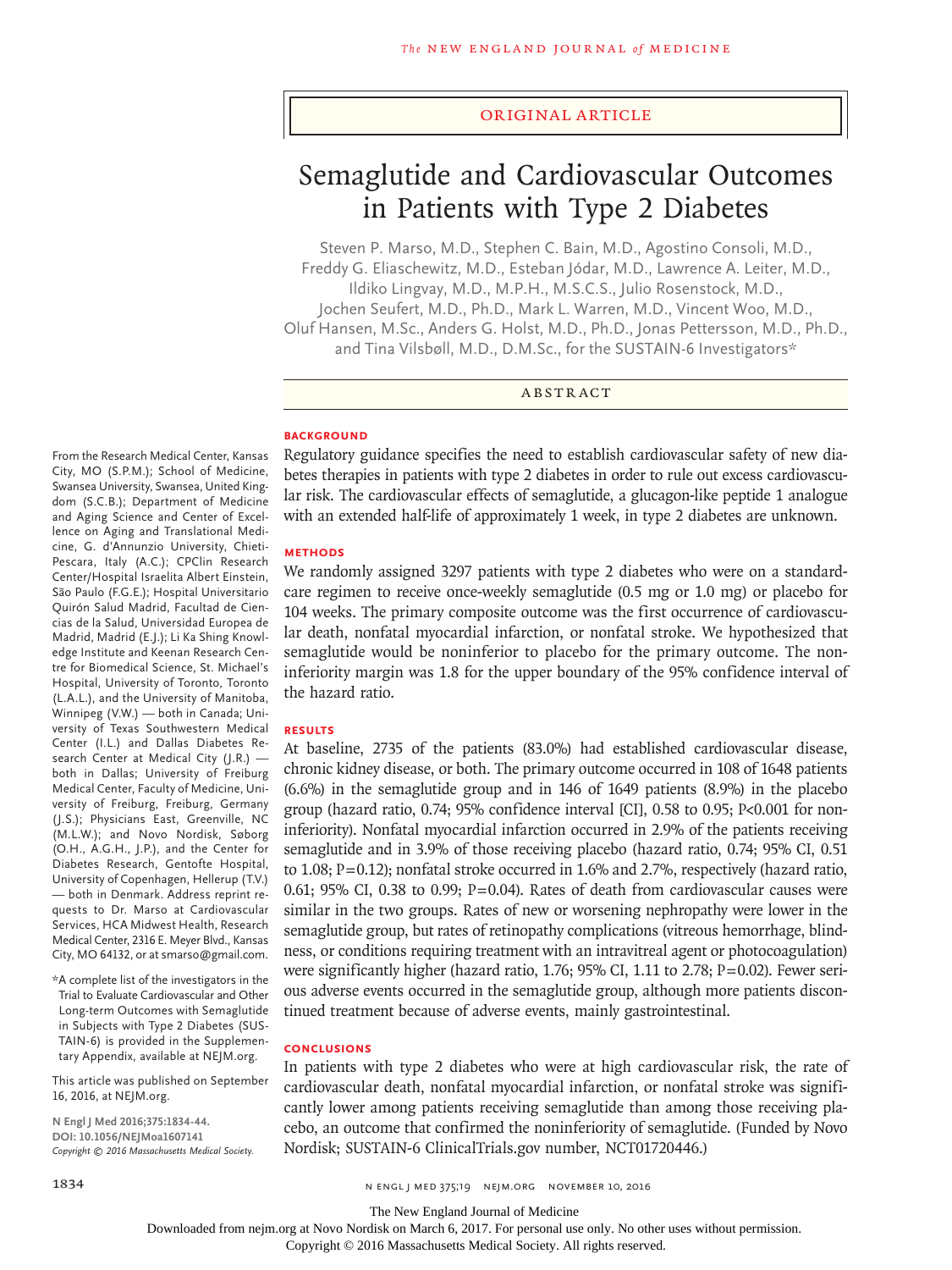ORIGINAL ARTICLE

# Semaglutide and Cardiovascular Outcomes in Patients with Type 2 Diabetes

Steven P. Marso, M.D., Stephen C. Bain, M.D., Agostino Consoli, M.D., Freddy G. Eliaschewitz, M.D., Esteban Jódar, M.D., Lawrence A. Leiter, M.D., Ildiko Lingvay, M.D., M.P.H., M.S.C.S., Julio Rosenstock, M.D., Jochen Seufert, M.D., Ph.D., Mark L. Warren, M.D., Vincent Woo, M.D., Oluf Hansen, M.Sc., Anders G. Holst, M.D., Ph.D., Jonas Pettersson, M.D., Ph.D., and Tina Vilsbøll, M.D., D.M.Sc., for the SUSTAIN-6 Investigators*

## ABSTRACT

### BACKGROUND

Regulatory guidance specifies the need to establish cardiovascular safety of new diabetes therapies in patients with type 2 diabetes in order to rule out excess cardiovascular risk. The cardiovascular effects of semaglutide, a glucagon-like peptide 1 analogue with an extended half-life of approximately 1 week, in type 2 diabetes are unknown.

### METHODS

We randomly assigned 3297 patients with type 2 diabetes who were on a standard-care regimen to receive once-weekly semaglutide (0.5 mg or 1.0 mg) or placebo for 104 weeks. The primary composite outcome was the first occurrence of cardiovascular death, nonfatal myocardial infarction, or nonfatal stroke. We hypothesized that semaglutide would be noninferior to placebo for the primary outcome. The noninferiority margin was 1.8 for the upper boundary of the 95% confidence interval of the hazard ratio.

### RESULTS

At baseline, 2735 of the patients (83.0%) had established cardiovascular disease, chronic kidney disease, or both. The primary outcome occurred in 108 of 1648 patients (6.6%) in the semaglutide group and in 146 of 1649 patients (8.9%) in the placebo group (hazard ratio, 0.74; 95% confidence interval [CI], 0.58 to 0.95; P<0.001 for noninferiority). Nonfatal myocardial infarction occurred in 2.9% of the patients receiving semaglutide and in 3.9% of those receiving placebo (hazard ratio, 0.74; 95% CI, 0.51 to 1.08; P=0.12); nonfatal stroke occurred in 1.6% and 2.7%, respectively (hazard ratio, 0.61; 95% CI, 0.38 to 0.99; P=0.04). Rates of death from cardiovascular causes were similar in the two groups. Rates of new or worsening nephropathy were lower in the semaglutide group, but rates of retinopathy complications (vitreous hemorrhage, blindness, or conditions requiring treatment with an intravitreal agent or photocoagulation) were significantly higher (hazard ratio, 1.76; 95% CI, 1.11 to 2.78; P=0.02). Fewer serious adverse events occurred in the semaglutide group, although more patients discontinued treatment because of adverse events, mainly gastrointestinal.

### CONCLUSIONS

In patients with type 2 diabetes who were at high cardiovascular risk, the rate of cardiovascular death, nonfatal myocardial infarction, or nonfatal stroke was significantly lower among patients receiving semaglutide than among those receiving placebo, an outcome that confirmed the noninferiority of semaglutide. (Funded by Novo Nordisk; SUSTAIN-6 ClinicalTrials.gov number, NCT01720446.)

From the Research Medical Center, Kansas City, MO (S.P.M.); School of Medicine, Swansea University, Swansea, United Kingdom (S.C.B.); Department of Medicine and Aging Science and Center of Excellence on Aging and Translational Medicine, G. d'Annunzio University, Chieti-Pescara, Italy (A.C.); CPClin Research Center/Hospital Israelita Albert Einstein, São Paulo (F.G.E.); Hospital Universitario Quirón Salud Madrid, Facultad de Ciencias de la Salud, Universidad Europea de Madrid, Madrid (E.J.); Li Ka Shing Knowledge Institute and Keenan Research Centre for Biomedical Science, St. Michael's Hospital, University of Toronto, Toronto (L.A.L.), and the University of Manitoba, Winnipeg (V.W.) — both in Canada; University of Texas Southwestern Medical Center (I.L.) and Dallas Diabetes Research Center at Medical City (J.R.) — both in Dallas; University of Freiburg Medical Center, Faculty of Medicine, University of Freiburg, Freiburg, Germany (J.S.); Physicians East, Greenville, NC (M.L.W.); and Novo Nordisk, Søborg (O.H., A.G.H., J.P.), and the Center for Diabetes Research, Gentofte Hospital, University of Copenhagen, Hellerup (T.V.) — both in Denmark. Address reprint requests to Dr. Marso at Cardiovascular Services, HCA Midwest Health, Research Medical Center, 2316 E. Meyer Blvd., Kansas City, MO 64132, or at smarso@gmail.com.

*A complete list of the investigators in the Trial to Evaluate Cardiovascular and Other Long-term Outcomes with Semaglutide in Subjects with Type 2 Diabetes (SUSTAIN-6) is provided in the Supplementary Appendix, available at NEJM.org.

This article was published on September 16, 2016, at NEJM.org.

**N Engl J Med 2016;375:1834-44.**
**DOI: 10.1056/NEJMoa1607141**
*Copyright © 2016 Massachusetts Medical Society.*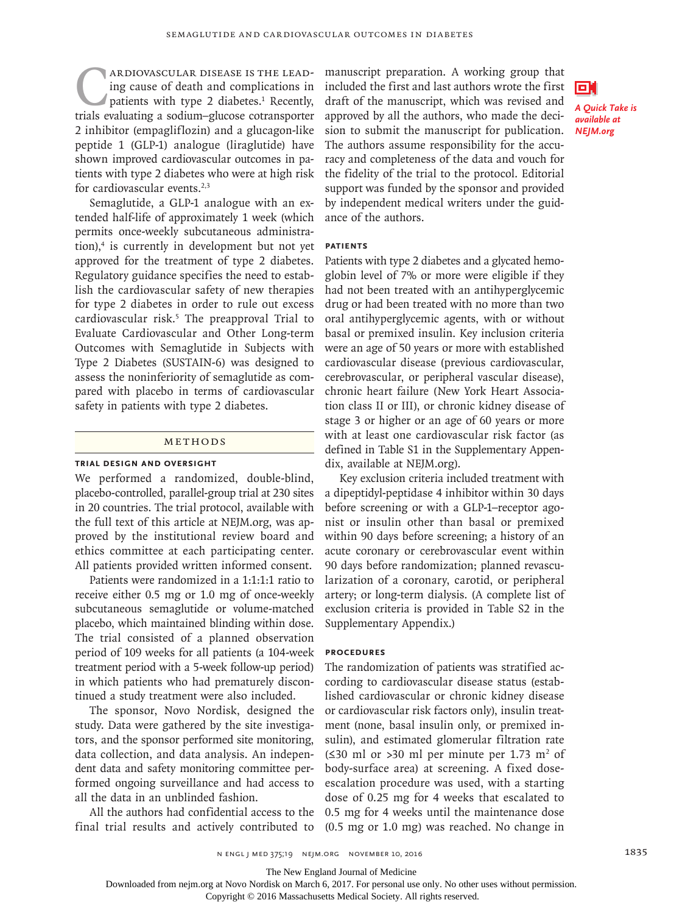Cardiovascular disease is the leading cause of death and complications in patients with type 2 diabetes.[1] Recently, trials evaluating a sodium–glucose cotransporter 2 inhibitor (empagliflozin) and a glucagon-like peptide 1 (GLP-1) analogue (liraglutide) have shown improved cardiovascular outcomes in patients with type 2 diabetes who were at high risk for cardiovascular events.[2,3]

Semaglutide, a GLP-1 analogue with an extended half-life of approximately 1 week (which permits once-weekly subcutaneous administration),[4] is currently in development but not yet approved for the treatment of type 2 diabetes. Regulatory guidance specifies the need to establish the cardiovascular safety of new therapies for type 2 diabetes in order to rule out excess cardiovascular risk.[5] The preapproval Trial to Evaluate Cardiovascular and Other Long-term Outcomes with Semaglutide in Subjects with Type 2 Diabetes (SUSTAIN-6) was designed to assess the noninferiority of semaglutide as compared with placebo in terms of cardiovascular safety in patients with type 2 diabetes.

## Methods

### Trial Design and Oversight

We performed a randomized, double-blind, placebo-controlled, parallel-group trial at 230 sites in 20 countries. The trial protocol, available with the full text of this article at NEJM.org, was approved by the institutional review board and ethics committee at each participating center. All patients provided written informed consent.

Patients were randomized in a 1:1:1:1 ratio to receive either 0.5 mg or 1.0 mg of once-weekly subcutaneous semaglutide or volume-matched placebo, which maintained blinding within dose. The trial consisted of a planned observation period of 109 weeks for all patients (a 104-week treatment period with a 5-week follow-up period) in which patients who had prematurely discontinued a study treatment were also included.

The sponsor, Novo Nordisk, designed the study. Data were gathered by the site investigators, and the sponsor performed site monitoring, data collection, and data analysis. An independent data and safety monitoring committee performed ongoing surveillance and had access to all the data in an unblinded fashion.

All the authors had confidential access to the final trial results and actively contributed to manuscript preparation. A working group that included the first and last authors wrote the first draft of the manuscript, which was revised and approved by all the authors, who made the decision to submit the manuscript for publication. The authors assume responsibility for the accuracy and completeness of the data and vouch for the fidelity of the trial to the protocol. Editorial support was funded by the sponsor and provided by independent medical writers under the guidance of the authors.

*A Quick Take is available at NEJM.org*

### Patients

Patients with type 2 diabetes and a glycated hemoglobin level of 7% or more were eligible if they had not been treated with an antihyperglycemic drug or had been treated with no more than two oral antihyperglycemic agents, with or without basal or premixed insulin. Key inclusion criteria were an age of 50 years or more with established cardiovascular disease (previous cardiovascular, cerebrovascular, or peripheral vascular disease), chronic heart failure (New York Heart Association class II or III), or chronic kidney disease of stage 3 or higher or an age of 60 years or more with at least one cardiovascular risk factor (as defined in Table S1 in the Supplementary Appendix, available at NEJM.org).

Key exclusion criteria included treatment with a dipeptidyl-peptidase 4 inhibitor within 30 days before screening or with a GLP-1–receptor agonist or insulin other than basal or premixed within 90 days before screening; a history of an acute coronary or cerebrovascular event within 90 days before randomization; planned revascularization of a coronary, carotid, or peripheral artery; or long-term dialysis. (A complete list of exclusion criteria is provided in Table S2 in the Supplementary Appendix.)

### Procedures

The randomization of patients was stratified according to cardiovascular disease status (established cardiovascular or chronic kidney disease or cardiovascular risk factors only), insulin treatment (none, basal insulin only, or premixed insulin), and estimated glomerular filtration rate (≤30 ml or >30 ml per minute per 1.73 $m^2$ of body-surface area) at screening. A fixed dose-escalation procedure was used, with a starting dose of 0.25 mg for 4 weeks that escalated to 0.5 mg for 4 weeks until the maintenance dose (0.5 mg or 1.0 mg) was reached. No change in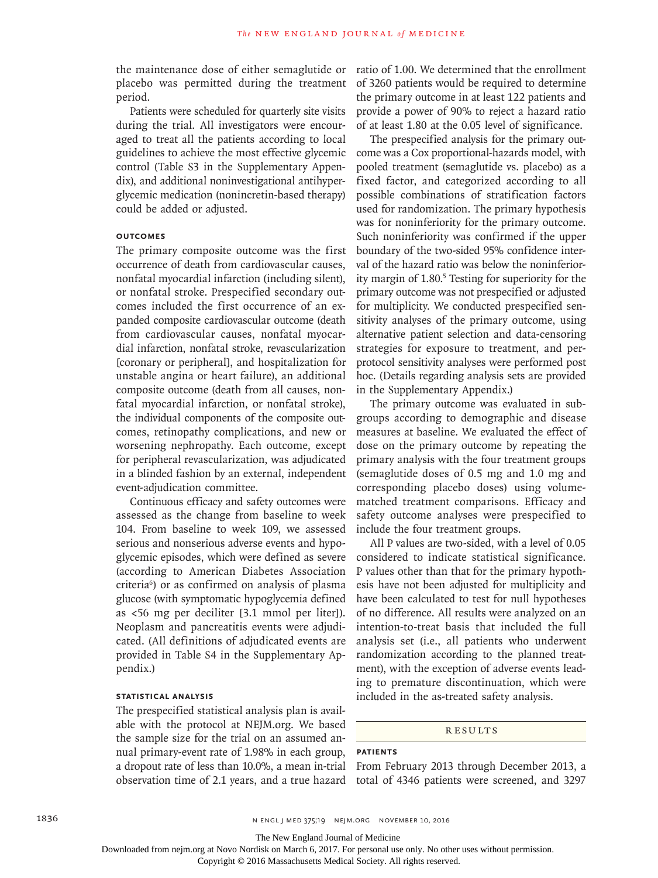the maintenance dose of either semaglutide or placebo was permitted during the treatment period.

Patients were scheduled for quarterly site visits during the trial. All investigators were encouraged to treat all the patients according to local guidelines to achieve the most effective glycemic control (Table S3 in the Supplementary Appendix), and additional noninvestigational antihyperglycemic medication (nonincretin-based therapy) could be added or adjusted.

### Outcomes

The primary composite outcome was the first occurrence of death from cardiovascular causes, nonfatal myocardial infarction (including silent), or nonfatal stroke. Prespecified secondary outcomes included the first occurrence of an expanded composite cardiovascular outcome (death from cardiovascular causes, nonfatal myocardial infarction, nonfatal stroke, revascularization [coronary or peripheral], and hospitalization for unstable angina or heart failure), an additional composite outcome (death from all causes, nonfatal myocardial infarction, or nonfatal stroke), the individual components of the composite outcomes, retinopathy complications, and new or worsening nephropathy. Each outcome, except for peripheral revascularization, was adjudicated in a blinded fashion by an external, independent event-adjudication committee.

Continuous efficacy and safety outcomes were assessed as the change from baseline to week 104. From baseline to week 109, we assessed serious and nonserious adverse events and hypoglycemic episodes, which were defined as severe (according to American Diabetes Association criteria[6]) or as confirmed on analysis of plasma glucose (with symptomatic hypoglycemia defined as <56 mg per deciliter [3.1 mmol per liter]). Neoplasm and pancreatitis events were adjudicated. (All definitions of adjudicated events are provided in Table S4 in the Supplementary Appendix.)

### Statistical Analysis

The prespecified statistical analysis plan is available with the protocol at NEJM.org. We based the sample size for the trial on an assumed annual primary-event rate of 1.98% in each group, a dropout rate of less than 10.0%, a mean in-trial observation time of 2.1 years, and a true hazard ratio of 1.00. We determined that the enrollment of 3260 patients would be required to determine the primary outcome in at least 122 patients and provide a power of 90% to reject a hazard ratio of at least 1.80 at the 0.05 level of significance.

The prespecified analysis for the primary outcome was a Cox proportional-hazards model, with pooled treatment (semaglutide vs. placebo) as a fixed factor, and categorized according to all possible combinations of stratification factors used for randomization. The primary hypothesis was for noninferiority for the primary outcome. Such noninferiority was confirmed if the upper boundary of the two-sided 95% confidence interval of the hazard ratio was below the noninferiority margin of 1.80.[5] Testing for superiority for the primary outcome was not prespecified or adjusted for multiplicity. We conducted prespecified sensitivity analyses of the primary outcome, using alternative patient selection and data-censoring strategies for exposure to treatment, and per-protocol sensitivity analyses were performed post hoc. (Details regarding analysis sets are provided in the Supplementary Appendix.)

The primary outcome was evaluated in subgroups according to demographic and disease measures at baseline. We evaluated the effect of dose on the primary outcome by repeating the primary analysis with the four treatment groups (semaglutide doses of 0.5 mg and 1.0 mg and corresponding placebo doses) using volume-matched treatment comparisons. Efficacy and safety outcome analyses were prespecified to include the four treatment groups.

All P values are two-sided, with a level of 0.05 considered to indicate statistical significance. P values other than that for the primary hypothesis have not been adjusted for multiplicity and have been calculated to test for null hypotheses of no difference. All results were analyzed on an intention-to-treat basis that included the full analysis set (i.e., all patients who underwent randomization according to the planned treatment), with the exception of adverse events leading to premature discontinuation, which were included in the as-treated safety analysis.

## Results

### Patients

From February 2013 through December 2013, a total of 4346 patients were screened, and 3297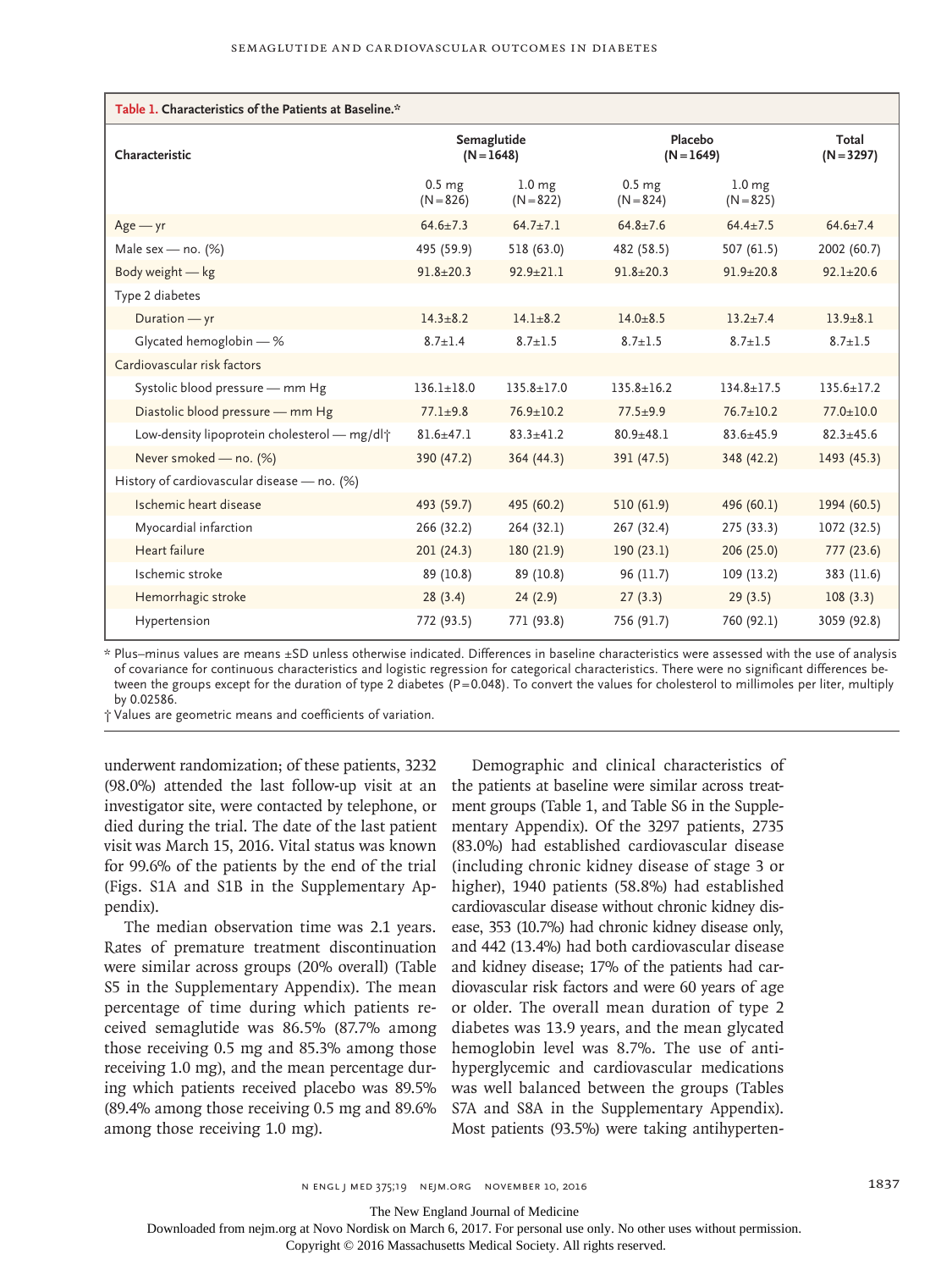**Table 1. Characteristics of the Patients at Baseline.***

| Characteristic | Semaglutide (N=1648) | | Placebo (N=1649) | | Total (N=3297) |
|---|---|---|---|---|---|
| | 0.5 mg (N=826) | 1.0 mg (N=822) | 0.5 mg (N=824) | 1.0 mg (N=825) | |
| Age — yr | 64.6±7.3 | 64.7±7.1 | 64.8±7.6 | 64.4±7.5 | 64.6±7.4 |
| Male sex — no. (%) | 495 (59.9) | 518 (63.0) | 482 (58.5) | 507 (61.5) | 2002 (60.7) |
| Body weight — kg | 91.8±20.3 | 92.9±21.1 | 91.8±20.3 | 91.9±20.8 | 92.1±20.6 |
| Type 2 diabetes | | | | | |
| Duration — yr | 14.3±8.2 | 14.1±8.2 | 14.0±8.5 | 13.2±7.4 | 13.9±8.1 |
| Glycated hemoglobin — % | 8.7±1.4 | 8.7±1.5 | 8.7±1.5 | 8.7±1.5 | 8.7±1.5 |
| Cardiovascular risk factors | | | | | |
| Systolic blood pressure — mm Hg | 136.1±18.0 | 135.8±17.0 | 135.8±16.2 | 134.8±17.5 | 135.6±17.2 |
| Diastolic blood pressure — mm Hg | 77.1±9.8 | 76.9±10.2 | 77.5±9.9 | 76.7±10.2 | 77.0±10.0 |
| Low-density lipoprotein cholesterol — mg/dl† | 81.6±47.1 | 83.3±41.2 | 80.9±48.1 | 83.6±45.9 | 82.3±45.6 |
| Never smoked — no. (%) | 390 (47.2) | 364 (44.3) | 391 (47.5) | 348 (42.2) | 1493 (45.3) |
| History of cardiovascular disease — no. (%) | | | | | |
| Ischemic heart disease | 493 (59.7) | 495 (60.2) | 510 (61.9) | 496 (60.1) | 1994 (60.5) |
| Myocardial infarction | 266 (32.2) | 264 (32.1) | 267 (32.4) | 275 (33.3) | 1072 (32.5) |
| Heart failure | 201 (24.3) | 180 (21.9) | 190 (23.1) | 206 (25.0) | 777 (23.6) |
| Ischemic stroke | 89 (10.8) | 89 (10.8) | 96 (11.7) | 109 (13.2) | 383 (11.6) |
| Hemorrhagic stroke | 28 (3.4) | 24 (2.9) | 27 (3.3) | 29 (3.5) | 108 (3.3) |
| Hypertension | 772 (93.5) | 771 (93.8) | 756 (91.7) | 760 (92.1) | 3059 (92.8) |

\* Plus–minus values are means ±SD unless otherwise indicated. Differences in baseline characteristics were assessed with the use of analysis of covariance for continuous characteristics and logistic regression for categorical characteristics. There were no significant differences between the groups except for the duration of type 2 diabetes (P=0.048). To convert the values for cholesterol to millimoles per liter, multiply by 0.02586.

† Values are geometric means and coefficients of variation.

underwent randomization; of these patients, 3232 (98.0%) attended the last follow-up visit at an investigator site, were contacted by telephone, or died during the trial. The date of the last patient visit was March 15, 2016. Vital status was known for 99.6% of the patients by the end of the trial (Figs. S1A and S1B in the Supplementary Appendix).

The median observation time was 2.1 years. Rates of premature treatment discontinuation were similar across groups (20% overall) (Table S5 in the Supplementary Appendix). The mean percentage of time during which patients received semaglutide was 86.5% (87.7% among those receiving 0.5 mg and 85.3% among those receiving 1.0 mg), and the mean percentage during which patients received placebo was 89.5% (89.4% among those receiving 0.5 mg and 89.6% among those receiving 1.0 mg).

Demographic and clinical characteristics of the patients at baseline were similar across treatment groups (Table 1, and Table S6 in the Supplementary Appendix). Of the 3297 patients, 2735 (83.0%) had established cardiovascular disease (including chronic kidney disease of stage 3 or higher), 1940 patients (58.8%) had established cardiovascular disease without chronic kidney disease, 353 (10.7%) had chronic kidney disease only, and 442 (13.4%) had both cardiovascular disease and kidney disease; 17% of the patients had cardiovascular risk factors and were 60 years of age or older. The overall mean duration of type 2 diabetes was 13.9 years, and the mean glycated hemoglobin level was 8.7%. The use of antihyperglycemic and cardiovascular medications was well balanced between the groups (Tables S7A and S8A in the Supplementary Appendix). Most patients (93.5%) were taking antihyperten-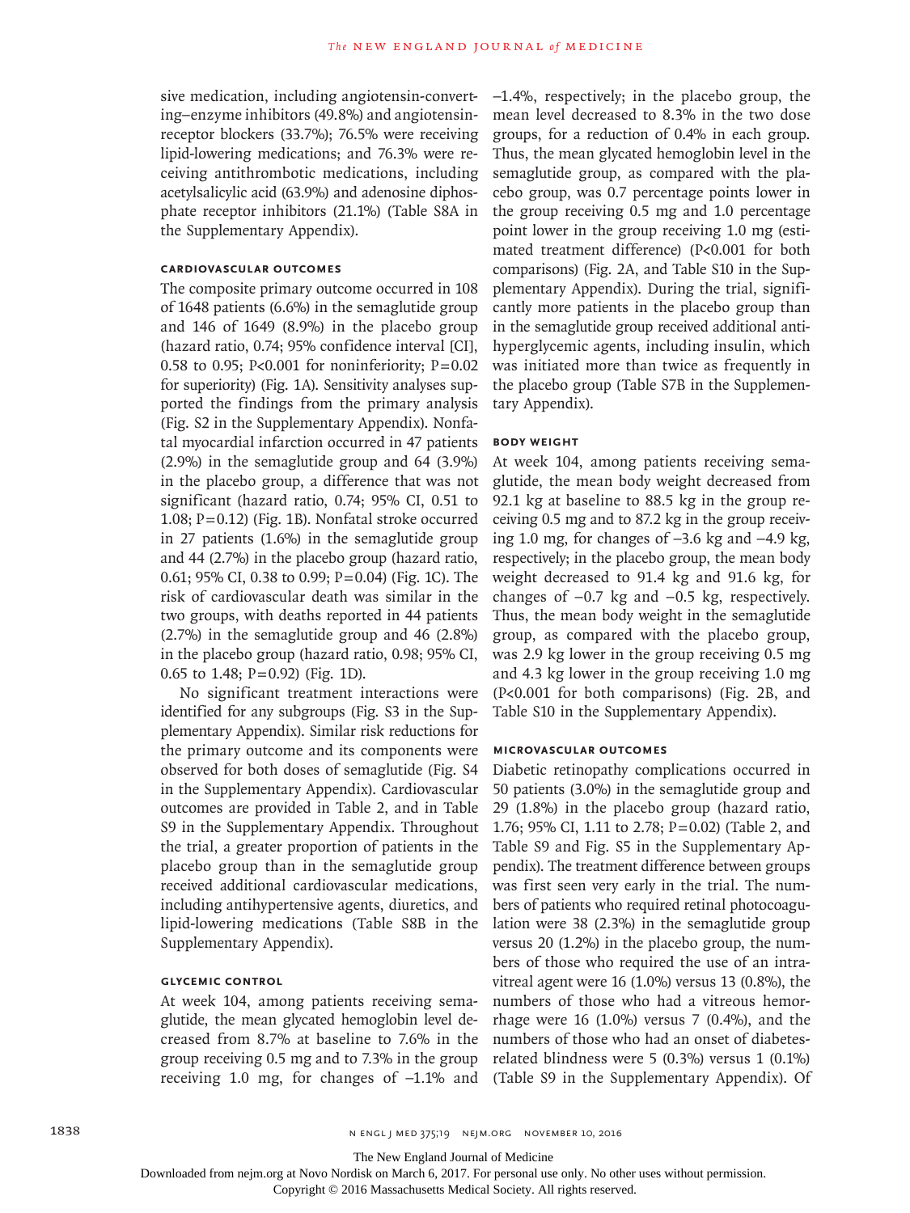sive medication, including angiotensin-converting–enzyme inhibitors (49.8%) and angiotensin-receptor blockers (33.7%); 76.5% were receiving lipid-lowering medications; and 76.3% were receiving antithrombotic medications, including acetylsalicylic acid (63.9%) and adenosine diphosphate receptor inhibitors (21.1%) (Table S8A in the Supplementary Appendix).

### Cardiovascular Outcomes

The composite primary outcome occurred in 108 of 1648 patients (6.6%) in the semaglutide group and 146 of 1649 (8.9%) in the placebo group (hazard ratio, 0.74; 95% confidence interval [CI], 0.58 to 0.95; P<0.001 for noninferiority; P=0.02 for superiority) (Fig. 1A). Sensitivity analyses supported the findings from the primary analysis (Fig. S2 in the Supplementary Appendix). Nonfatal myocardial infarction occurred in 47 patients (2.9%) in the semaglutide group and 64 (3.9%) in the placebo group, a difference that was not significant (hazard ratio, 0.74; 95% CI, 0.51 to 1.08; P=0.12) (Fig. 1B). Nonfatal stroke occurred in 27 patients (1.6%) in the semaglutide group and 44 (2.7%) in the placebo group (hazard ratio, 0.61; 95% CI, 0.38 to 0.99; P=0.04) (Fig. 1C). The risk of cardiovascular death was similar in the two groups, with deaths reported in 44 patients (2.7%) in the semaglutide group and 46 (2.8%) in the placebo group (hazard ratio, 0.98; 95% CI, 0.65 to 1.48; P=0.92) (Fig. 1D).

No significant treatment interactions were identified for any subgroups (Fig. S3 in the Supplementary Appendix). Similar risk reductions for the primary outcome and its components were observed for both doses of semaglutide (Fig. S4 in the Supplementary Appendix). Cardiovascular outcomes are provided in Table 2, and in Table S9 in the Supplementary Appendix. Throughout the trial, a greater proportion of patients in the placebo group than in the semaglutide group received additional cardiovascular medications, including antihypertensive agents, diuretics, and lipid-lowering medications (Table S8B in the Supplementary Appendix).

### Glycemic Control

At week 104, among patients receiving semaglutide, the mean glycated hemoglobin level decreased from 8.7% at baseline to 7.6% in the group receiving 0.5 mg and to 7.3% in the group receiving 1.0 mg, for changes of −1.1% and −1.4%, respectively; in the placebo group, the mean level decreased to 8.3% in the two dose groups, for a reduction of 0.4% in each group. Thus, the mean glycated hemoglobin level in the semaglutide group, as compared with the placebo group, was 0.7 percentage points lower in the group receiving 0.5 mg and 1.0 percentage point lower in the group receiving 1.0 mg (estimated treatment difference) (P<0.001 for both comparisons) (Fig. 2A, and Table S10 in the Supplementary Appendix). During the trial, significantly more patients in the placebo group than in the semaglutide group received additional antihyperglycemic agents, including insulin, which was initiated more than twice as frequently in the placebo group (Table S7B in the Supplementary Appendix).

### Body Weight

At week 104, among patients receiving semaglutide, the mean body weight decreased from 92.1 kg at baseline to 88.5 kg in the group receiving 0.5 mg and to 87.2 kg in the group receiving 1.0 mg, for changes of −3.6 kg and −4.9 kg, respectively; in the placebo group, the mean body weight decreased to 91.4 kg and 91.6 kg, for changes of −0.7 kg and −0.5 kg, respectively. Thus, the mean body weight in the semaglutide group, as compared with the placebo group, was 2.9 kg lower in the group receiving 0.5 mg and 4.3 kg lower in the group receiving 1.0 mg (P<0.001 for both comparisons) (Fig. 2B, and Table S10 in the Supplementary Appendix).

### Microvascular Outcomes

Diabetic retinopathy complications occurred in 50 patients (3.0%) in the semaglutide group and 29 (1.8%) in the placebo group (hazard ratio, 1.76; 95% CI, 1.11 to 2.78; P=0.02) (Table 2, and Table S9 and Fig. S5 in the Supplementary Appendix). The treatment difference between groups was first seen very early in the trial. The numbers of patients who required retinal photocoagulation were 38 (2.3%) in the semaglutide group versus 20 (1.2%) in the placebo group, the numbers of those who required the use of an intravitreal agent were 16 (1.0%) versus 13 (0.8%), the numbers of those who had a vitreous hemorrhage were 16 (1.0%) versus 7 (0.4%), and the numbers of those who had an onset of diabetes-related blindness were 5 (0.3%) versus 1 (0.1%) (Table S9 in the Supplementary Appendix). Of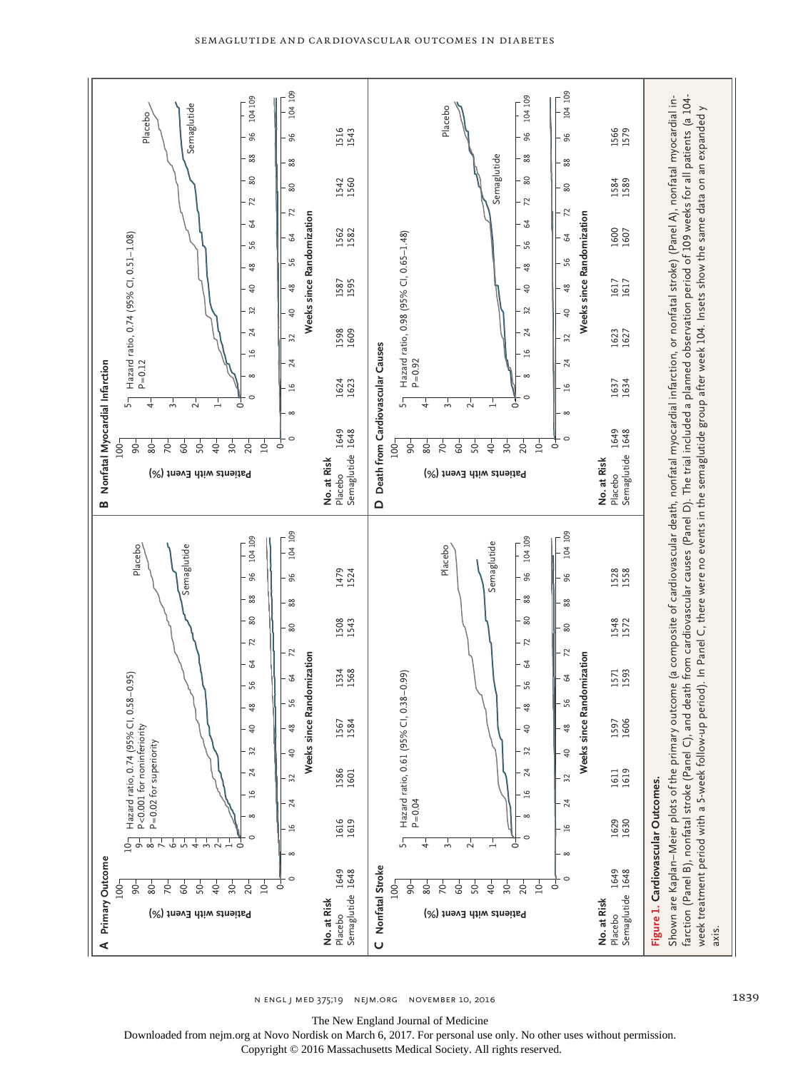**A Primary Outcome**

Hazard ratio, 0.74 (95% CI, 0.58–0.95)
P<0.001 for noninferiority
P=0.02 for superiority

| No. at Risk | 0 | 16 | 32 | 48 | 64 | 80 | 96 |
|---|---|---|---|---|---|---|---|
| Placebo | 1649 | 1616 | 1586 | 1567 | 1534 | 1508 | 1479 |
| Semaglutide | 1648 | 1619 | 1601 | 1584 | 1568 | 1543 | 1524 |

**B Nonfatal Myocardial Infarction**

Hazard ratio, 0.74 (95% CI, 0.51–1.08)
P=0.12

| No. at Risk | 0 | 16 | 32 | 48 | 64 | 80 | 96 |
|---|---|---|---|---|---|---|---|
| Placebo | 1649 | 1624 | 1598 | 1587 | 1562 | 1542 | 1516 |
| Semaglutide | 1648 | 1623 | 1609 | 1595 | 1582 | 1560 | 1543 |

**C Nonfatal Stroke**

Hazard ratio, 0.61 (95% CI, 0.38–0.99)
P=0.04

| No. at Risk | 0 | 16 | 32 | 48 | 64 | 80 | 96 |
|---|---|---|---|---|---|---|---|
| Placebo | 1649 | 1629 | 1611 | 1597 | 1571 | 1548 | 1528 |
| Semaglutide | 1648 | 1630 | 1619 | 1606 | 1593 | 1572 | 1558 |

**D Death from Cardiovascular Causes**

Hazard ratio, 0.98 (95% CI, 0.65–1.48)
P=0.92

| No. at Risk | 0 | 16 | 32 | 48 | 64 | 80 | 96 |
|---|---|---|---|---|---|---|---|
| Placebo | 1649 | 1637 | 1623 | 1617 | 1600 | 1584 | 1566 |
| Semaglutide | 1648 | 1634 | 1627 | 1617 | 1607 | 1589 | 1579 |

**Figure 1. Cardiovascular Outcomes.**

Shown are Kaplan–Meier plots of the primary outcome (a composite of cardiovascular death, nonfatal myocardial infarction, or nonfatal stroke) (Panel A), nonfatal myocardial infarction (Panel B), nonfatal stroke (Panel C), and death from cardiovascular causes (Panel D). The trial included a planned observation period of 109 weeks for all patients (a 104-week treatment period with a 5-week follow-up period). In Panel C, there were no events in the semaglutide group after week 104. Insets show the same data on an expanded y axis.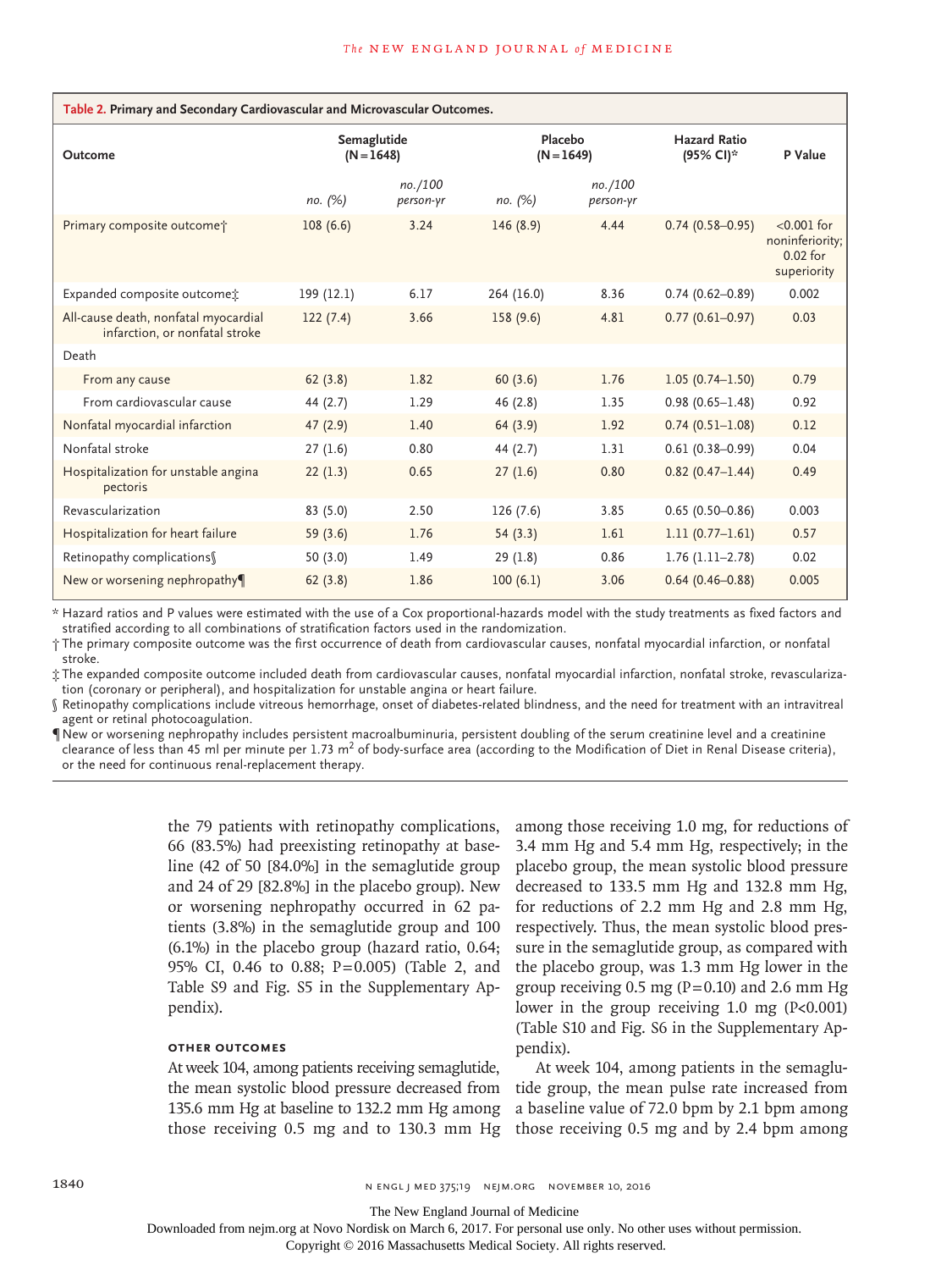**Table 2. Primary and Secondary Cardiovascular and Microvascular Outcomes.**

| Outcome | Semaglutide (N=1648) | | Placebo (N=1649) | | Hazard Ratio (95% CI)* | P Value |
|---|---|---|---|---|---|---|
| | *no. (%)* | *no./100 person-yr* | *no. (%)* | *no./100 person-yr* | | |
| Primary composite outcome† | 108 (6.6) | 3.24 | 146 (8.9) | 4.44 | 0.74 (0.58–0.95) | <0.001 for noninferiority; 0.02 for superiority |
| Expanded composite outcome‡ | 199 (12.1) | 6.17 | 264 (16.0) | 8.36 | 0.74 (0.62–0.89) | 0.002 |
| All-cause death, nonfatal myocardial infarction, or nonfatal stroke | 122 (7.4) | 3.66 | 158 (9.6) | 4.81 | 0.77 (0.61–0.97) | 0.03 |
| Death | | | | | | |
| From any cause | 62 (3.8) | 1.82 | 60 (3.6) | 1.76 | 1.05 (0.74–1.50) | 0.79 |
| From cardiovascular cause | 44 (2.7) | 1.29 | 46 (2.8) | 1.35 | 0.98 (0.65–1.48) | 0.92 |
| Nonfatal myocardial infarction | 47 (2.9) | 1.40 | 64 (3.9) | 1.92 | 0.74 (0.51–1.08) | 0.12 |
| Nonfatal stroke | 27 (1.6) | 0.80 | 44 (2.7) | 1.31 | 0.61 (0.38–0.99) | 0.04 |
| Hospitalization for unstable angina pectoris | 22 (1.3) | 0.65 | 27 (1.6) | 0.80 | 0.82 (0.47–1.44) | 0.49 |
| Revascularization | 83 (5.0) | 2.50 | 126 (7.6) | 3.85 | 0.65 (0.50–0.86) | 0.003 |
| Hospitalization for heart failure | 59 (3.6) | 1.76 | 54 (3.3) | 1.61 | 1.11 (0.77–1.61) | 0.57 |
| Retinopathy complications§ | 50 (3.0) | 1.49 | 29 (1.8) | 0.86 | 1.76 (1.11–2.78) | 0.02 |
| New or worsening nephropathy¶ | 62 (3.8) | 1.86 | 100 (6.1) | 3.06 | 0.64 (0.46–0.88) | 0.005 |

\* Hazard ratios and P values were estimated with the use of a Cox proportional-hazards model with the study treatments as fixed factors and stratified according to all combinations of stratification factors used in the randomization.

† The primary composite outcome was the first occurrence of death from cardiovascular causes, nonfatal myocardial infarction, or nonfatal stroke.

‡ The expanded composite outcome included death from cardiovascular causes, nonfatal myocardial infarction, nonfatal stroke, revascularization (coronary or peripheral), and hospitalization for unstable angina or heart failure.

§ Retinopathy complications include vitreous hemorrhage, onset of diabetes-related blindness, and the need for treatment with an intravitreal agent or retinal photocoagulation.

¶ New or worsening nephropathy includes persistent macroalbuminuria, persistent doubling of the serum creatinine level and a creatinine clearance of less than 45 ml per minute per 1.73 $m^2$ of body-surface area (according to the Modification of Diet in Renal Disease criteria), or the need for continuous renal-replacement therapy.

the 79 patients with retinopathy complications, 66 (83.5%) had preexisting retinopathy at baseline (42 of 50 [84.0%] in the semaglutide group and 24 of 29 [82.8%] in the placebo group). New or worsening nephropathy occurred in 62 patients (3.8%) in the semaglutide group and 100 (6.1%) in the placebo group (hazard ratio, 0.64; 95% CI, 0.46 to 0.88; P=0.005) (Table 2, and Table S9 and Fig. S5 in the Supplementary Appendix).

### Other Outcomes

At week 104, among patients receiving semaglutide, the mean systolic blood pressure decreased from 135.6 mm Hg at baseline to 132.2 mm Hg among those receiving 0.5 mg and to 130.3 mm Hg among those receiving 1.0 mg, for reductions of 3.4 mm Hg and 5.4 mm Hg, respectively; in the placebo group, the mean systolic blood pressure decreased to 133.5 mm Hg and 132.8 mm Hg, for reductions of 2.2 mm Hg and 2.8 mm Hg, respectively. Thus, the mean systolic blood pressure in the semaglutide group, as compared with the placebo group, was 1.3 mm Hg lower in the group receiving 0.5 mg (P=0.10) and 2.6 mm Hg lower in the group receiving 1.0 mg (P<0.001) (Table S10 and Fig. S6 in the Supplementary Appendix).

At week 104, among patients in the semaglutide group, the mean pulse rate increased from a baseline value of 72.0 bpm by 2.1 bpm among those receiving 0.5 mg and by 2.4 bpm among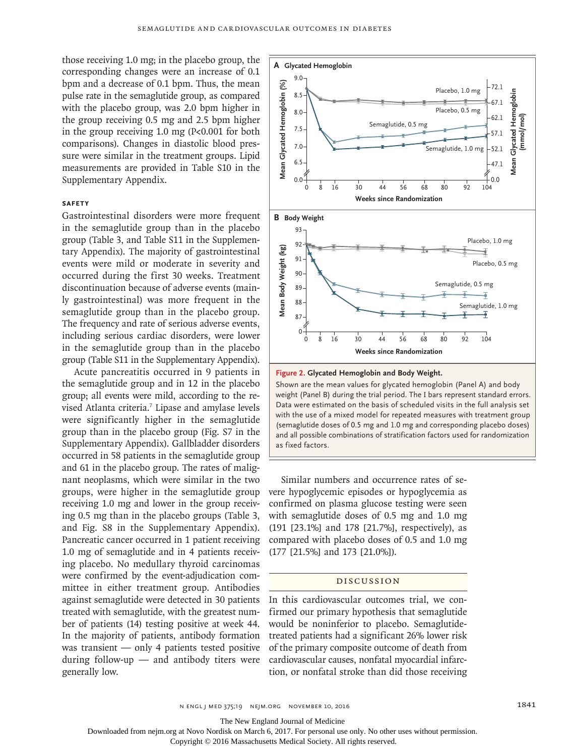those receiving 1.0 mg; in the placebo group, the corresponding changes were an increase of 0.1 bpm and a decrease of 0.1 bpm. Thus, the mean pulse rate in the semaglutide group, as compared with the placebo group, was 2.0 bpm higher in the group receiving 0.5 mg and 2.5 bpm higher in the group receiving 1.0 mg (P<0.001 for both comparisons). Changes in diastolic blood pressure were similar in the treatment groups. Lipid measurements are provided in Table S10 in the Supplementary Appendix.

### SAFETY

Gastrointestinal disorders were more frequent in the semaglutide group than in the placebo group (Table 3, and Table S11 in the Supplementary Appendix). The majority of gastrointestinal events were mild or moderate in severity and occurred during the first 30 weeks. Treatment discontinuation because of adverse events (mainly gastrointestinal) was more frequent in the semaglutide group than in the placebo group. The frequency and rate of serious adverse events, including serious cardiac disorders, were lower in the semaglutide group than in the placebo group (Table S11 in the Supplementary Appendix).

Acute pancreatitis occurred in 9 patients in the semaglutide group and in 12 in the placebo group; all events were mild, according to the revised Atlanta criteria.[7] Lipase and amylase levels were significantly higher in the semaglutide group than in the placebo group (Fig. S7 in the Supplementary Appendix). Gallbladder disorders occurred in 58 patients in the semaglutide group and 61 in the placebo group. The rates of malignant neoplasms, which were similar in the two groups, were higher in the semaglutide group receiving 1.0 mg and lower in the group receiving 0.5 mg than in the placebo groups (Table 3, and Fig. S8 in the Supplementary Appendix). Pancreatic cancer occurred in 1 patient receiving 1.0 mg of semaglutide and in 4 patients receiving placebo. No medullary thyroid carcinomas were confirmed by the event-adjudication committee in either treatment group. Antibodies against semaglutide were detected in 30 patients treated with semaglutide, with the greatest number of patients (14) testing positive at week 44. In the majority of patients, antibody formation was transient — only 4 patients tested positive during follow-up — and antibody titers were generally low.

**Figure 2. Glycated Hemoglobin and Body Weight.**

Shown are the mean values for glycated hemoglobin (Panel A) and body weight (Panel B) during the trial period. The I bars represent standard errors. Data were estimated on the basis of scheduled visits in the full analysis set with the use of a mixed model for repeated measures with treatment group (semaglutide doses of 0.5 mg and 1.0 mg and corresponding placebo doses) and all possible combinations of stratification factors used for randomization as fixed factors.

Similar numbers and occurrence rates of severe hypoglycemic episodes or hypoglycemia as confirmed on plasma glucose testing were seen with semaglutide doses of 0.5 mg and 1.0 mg (191 [23.1%] and 178 [21.7%], respectively), as compared with placebo doses of 0.5 and 1.0 mg (177 [21.5%] and 173 [21.0%]).

## DISCUSSION

In this cardiovascular outcomes trial, we confirmed our primary hypothesis that semaglutide would be noninferior to placebo. Semaglutide-treated patients had a significant 26% lower risk of the primary composite outcome of death from cardiovascular causes, nonfatal myocardial infarction, or nonfatal stroke than did those receiving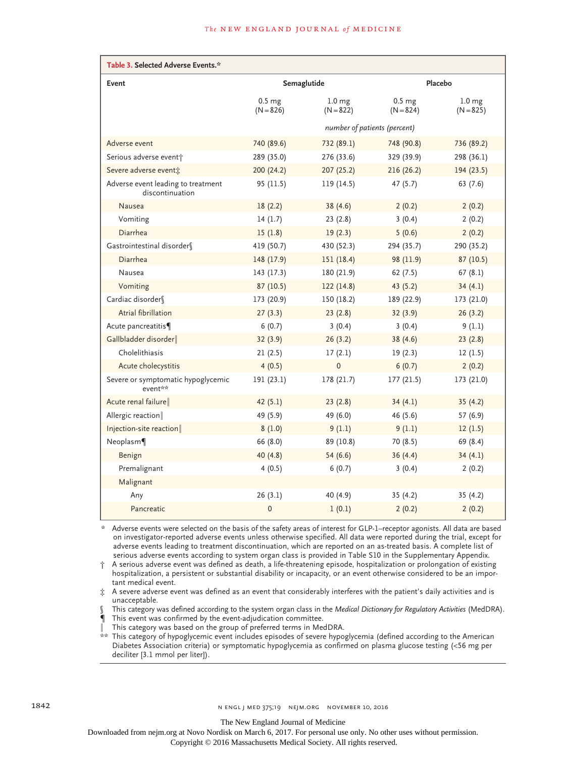**Table 3. Selected Adverse Events.***

| Event | Semaglutide | | Placebo | |
|---|---|---|---|---|
| | 0.5 mg (N=826) | 1.0 mg (N=822) | 0.5 mg (N=824) | 1.0 mg (N=825) |
| | *number of patients (percent)* | | | |
| Adverse event | 740 (89.6) | 732 (89.1) | 748 (90.8) | 736 (89.2) |
| Serious adverse event† | 289 (35.0) | 276 (33.6) | 329 (39.9) | 298 (36.1) |
| Severe adverse event‡ | 200 (24.2) | 207 (25.2) | 216 (26.2) | 194 (23.5) |
| Adverse event leading to treatment discontinuation | 95 (11.5) | 119 (14.5) | 47 (5.7) | 63 (7.6) |
| Nausea | 18 (2.2) | 38 (4.6) | 2 (0.2) | 2 (0.2) |
| Vomiting | 14 (1.7) | 23 (2.8) | 3 (0.4) | 2 (0.2) |
| Diarrhea | 15 (1.8) | 19 (2.3) | 5 (0.6) | 2 (0.2) |
| Gastrointestinal disorder§ | 419 (50.7) | 430 (52.3) | 294 (35.7) | 290 (35.2) |
| Diarrhea | 148 (17.9) | 151 (18.4) | 98 (11.9) | 87 (10.5) |
| Nausea | 143 (17.3) | 180 (21.9) | 62 (7.5) | 67 (8.1) |
| Vomiting | 87 (10.5) | 122 (14.8) | 43 (5.2) | 34 (4.1) |
| Cardiac disorder§ | 173 (20.9) | 150 (18.2) | 189 (22.9) | 173 (21.0) |
| Atrial fibrillation | 27 (3.3) | 23 (2.8) | 32 (3.9) | 26 (3.2) |
| Acute pancreatitis¶ | 6 (0.7) | 3 (0.4) | 3 (0.4) | 9 (1.1) |
| Gallbladder disorder‖ | 32 (3.9) | 26 (3.2) | 38 (4.6) | 23 (2.8) |
| Cholelithiasis | 21 (2.5) | 17 (2.1) | 19 (2.3) | 12 (1.5) |
| Acute cholecystitis | 4 (0.5) | 0 | 6 (0.7) | 2 (0.2) |
| Severe or symptomatic hypoglycemic event** | 191 (23.1) | 178 (21.7) | 177 (21.5) | 173 (21.0) |
| Acute renal failure‖ | 42 (5.1) | 23 (2.8) | 34 (4.1) | 35 (4.2) |
| Allergic reaction‖ | 49 (5.9) | 49 (6.0) | 46 (5.6) | 57 (6.9) |
| Injection-site reaction‖ | 8 (1.0) | 9 (1.1) | 9 (1.1) | 12 (1.5) |
| Neoplasm¶ | 66 (8.0) | 89 (10.8) | 70 (8.5) | 69 (8.4) |
| Benign | 40 (4.8) | 54 (6.6) | 36 (4.4) | 34 (4.1) |
| Premalignant | 4 (0.5) | 6 (0.7) | 3 (0.4) | 2 (0.2) |
| Malignant | | | | |
| Any | 26 (3.1) | 40 (4.9) | 35 (4.2) | 35 (4.2) |
| Pancreatic | 0 | 1 (0.1) | 2 (0.2) | 2 (0.2) |

\* Adverse events were selected on the basis of the safety areas of interest for GLP-1–receptor agonists. All data are based on investigator-reported adverse events unless otherwise specified. All data were reported during the trial, except for adverse events leading to treatment discontinuation, which are reported on an as-treated basis. A complete list of serious adverse events according to system organ class is provided in Table S10 in the Supplementary Appendix.

† A serious adverse event was defined as death, a life-threatening episode, hospitalization or prolongation of existing hospitalization, a persistent or substantial disability or incapacity, or an event otherwise considered to be an important medical event.

‡ A severe adverse event was defined as an event that considerably interferes with the patient's daily activities and is unacceptable.

§ This category was defined according to the system organ class in the *Medical Dictionary for Regulatory Activities* (MedDRA).

¶ This event was confirmed by the event-adjudication committee.

‖ This category was based on the group of preferred terms in MedDRA.

** This category of hypoglycemic event includes episodes of severe hypoglycemia (defined according to the American Diabetes Association criteria) or symptomatic hypoglycemia as confirmed on plasma glucose testing (<56 mg per deciliter [3.1 mmol per liter]).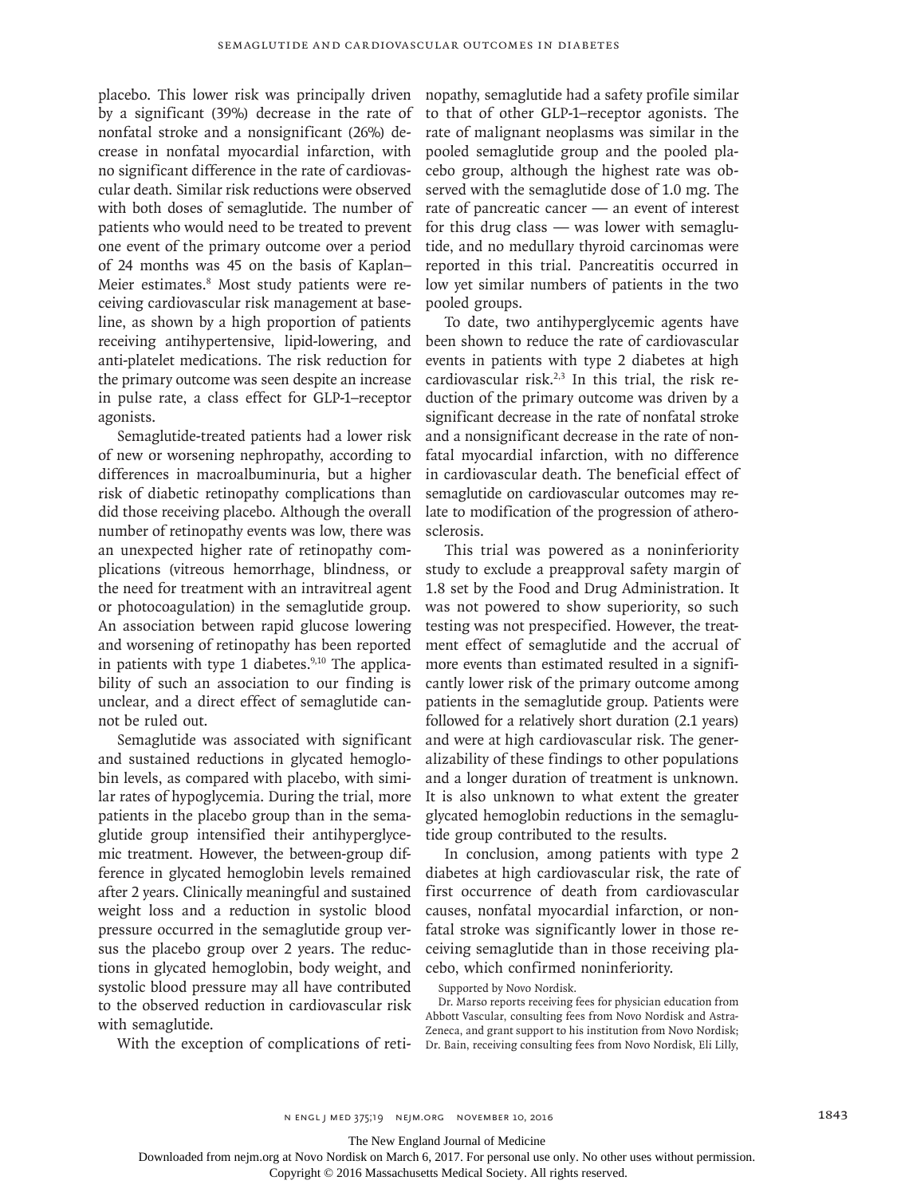placebo. This lower risk was principally driven by a significant (39%) decrease in the rate of nonfatal stroke and a nonsignificant (26%) decrease in nonfatal myocardial infarction, with no significant difference in the rate of cardiovascular death. Similar risk reductions were observed with both doses of semaglutide. The number of patients who would need to be treated to prevent one event of the primary outcome over a period of 24 months was 45 on the basis of Kaplan–Meier estimates.[8] Most study patients were receiving cardiovascular risk management at baseline, as shown by a high proportion of patients receiving antihypertensive, lipid-lowering, and anti-platelet medications. The risk reduction for the primary outcome was seen despite an increase in pulse rate, a class effect for GLP-1–receptor agonists.

Semaglutide-treated patients had a lower risk of new or worsening nephropathy, according to differences in macroalbuminuria, but a higher risk of diabetic retinopathy complications than did those receiving placebo. Although the overall number of retinopathy events was low, there was an unexpected higher rate of retinopathy complications (vitreous hemorrhage, blindness, or the need for treatment with an intravitreal agent or photocoagulation) in the semaglutide group. An association between rapid glucose lowering and worsening of retinopathy has been reported in patients with type 1 diabetes.[9,10] The applicability of such an association to our finding is unclear, and a direct effect of semaglutide cannot be ruled out.

Semaglutide was associated with significant and sustained reductions in glycated hemoglobin levels, as compared with placebo, with similar rates of hypoglycemia. During the trial, more patients in the placebo group than in the semaglutide group intensified their antihyperglycemic treatment. However, the between-group difference in glycated hemoglobin levels remained after 2 years. Clinically meaningful and sustained weight loss and a reduction in systolic blood pressure occurred in the semaglutide group versus the placebo group over 2 years. The reductions in glycated hemoglobin, body weight, and systolic blood pressure may all have contributed to the observed reduction in cardiovascular risk with semaglutide.

With the exception of complications of retinopathy, semaglutide had a safety profile similar to that of other GLP-1–receptor agonists. The rate of malignant neoplasms was similar in the pooled semaglutide group and the pooled placebo group, although the highest rate was observed with the semaglutide dose of 1.0 mg. The rate of pancreatic cancer — an event of interest for this drug class — was lower with semaglutide, and no medullary thyroid carcinomas were reported in this trial. Pancreatitis occurred in low yet similar numbers of patients in the two pooled groups.

To date, two antihyperglycemic agents have been shown to reduce the rate of cardiovascular events in patients with type 2 diabetes at high cardiovascular risk.[2,3] In this trial, the risk reduction of the primary outcome was driven by a significant decrease in the rate of nonfatal stroke and a nonsignificant decrease in the rate of nonfatal myocardial infarction, with no difference in cardiovascular death. The beneficial effect of semaglutide on cardiovascular outcomes may relate to modification of the progression of atherosclerosis.

This trial was powered as a noninferiority study to exclude a preapproval safety margin of 1.8 set by the Food and Drug Administration. It was not powered to show superiority, so such testing was not prespecified. However, the treatment effect of semaglutide and the accrual of more events than estimated resulted in a significantly lower risk of the primary outcome among patients in the semaglutide group. Patients were followed for a relatively short duration (2.1 years) and were at high cardiovascular risk. The generalizability of these findings to other populations and a longer duration of treatment is unknown. It is also unknown to what extent the greater glycated hemoglobin reductions in the semaglutide group contributed to the results.

In conclusion, among patients with type 2 diabetes at high cardiovascular risk, the rate of first occurrence of death from cardiovascular causes, nonfatal myocardial infarction, or nonfatal stroke was significantly lower in those receiving semaglutide than in those receiving placebo, which confirmed noninferiority.

Supported by Novo Nordisk.

Dr. Marso reports receiving fees for physician education from Abbott Vascular, consulting fees from Novo Nordisk and AstraZeneca, and grant support to his institution from Novo Nordisk; Dr. Bain, receiving consulting fees from Novo Nordisk, Eli Lilly,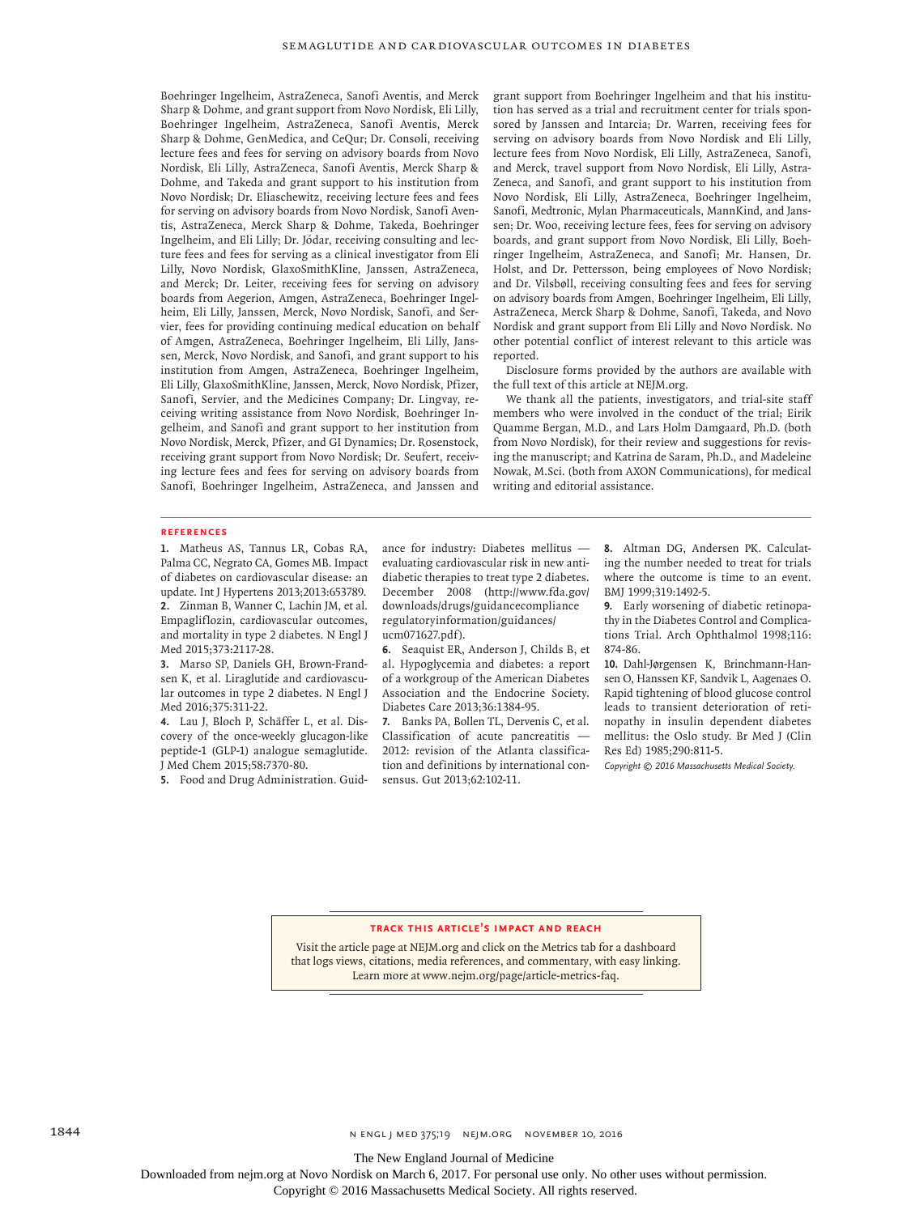Boehringer Ingelheim, AstraZeneca, Sanofi Aventis, and Merck Sharp & Dohme, and grant support from Novo Nordisk, Eli Lilly, Boehringer Ingelheim, AstraZeneca, Sanofi Aventis, Merck Sharp & Dohme, GenMedica, and CeQur; Dr. Consoli, receiving lecture fees and fees for serving on advisory boards from Novo Nordisk, Eli Lilly, AstraZeneca, Sanofi Aventis, Merck Sharp & Dohme, and Takeda and grant support to his institution from Novo Nordisk; Dr. Eliaschewitz, receiving lecture fees and fees for serving on advisory boards from Novo Nordisk, Sanofi Aventis, AstraZeneca, Merck Sharp & Dohme, Takeda, Boehringer Ingelheim, and Eli Lilly; Dr. Jódar, receiving consulting and lecture fees and fees for serving as a clinical investigator from Eli Lilly, Novo Nordisk, GlaxoSmithKline, Janssen, AstraZeneca, and Merck; Dr. Leiter, receiving fees for serving on advisory boards from Aegerion, Amgen, AstraZeneca, Boehringer Ingelheim, Eli Lilly, Janssen, Merck, Novo Nordisk, Sanofi, and Servier, fees for providing continuing medical education on behalf of Amgen, AstraZeneca, Boehringer Ingelheim, Eli Lilly, Janssen, Merck, Novo Nordisk, and Sanofi, and grant support to his institution from Amgen, AstraZeneca, Boehringer Ingelheim, Eli Lilly, GlaxoSmithKline, Janssen, Merck, Novo Nordisk, Pfizer, Sanofi, Servier, and the Medicines Company; Dr. Lingvay, receiving writing assistance from Novo Nordisk, Boehringer Ingelheim, and Sanofi and grant support to her institution from Novo Nordisk, Merck, Pfizer, and GI Dynamics; Dr. Rosenstock, receiving grant support from Novo Nordisk; Dr. Seufert, receiving lecture fees and fees for serving on advisory boards from Sanofi, Boehringer Ingelheim, AstraZeneca, and Janssen and grant support from Boehringer Ingelheim and that his institution has served as a trial and recruitment center for trials sponsored by Janssen and Intarcia; Dr. Warren, receiving fees for serving on advisory boards from Novo Nordisk and Eli Lilly, lecture fees from Novo Nordisk, Eli Lilly, AstraZeneca, Sanofi, and Merck, travel support from Novo Nordisk, Eli Lilly, AstraZeneca, and Sanofi, and grant support to his institution from Novo Nordisk, Eli Lilly, AstraZeneca, Boehringer Ingelheim, Sanofi, Medtronic, Mylan Pharmaceuticals, MannKind, and Janssen; Dr. Woo, receiving lecture fees, fees for serving on advisory boards, and grant support from Novo Nordisk, Eli Lilly, Boehringer Ingelheim, AstraZeneca, and Sanofi; Mr. Hansen, Dr. Holst, and Dr. Pettersson, being employees of Novo Nordisk; and Dr. Vilsbøll, receiving consulting fees and fees for serving on advisory boards from Amgen, Boehringer Ingelheim, Eli Lilly, AstraZeneca, Merck Sharp & Dohme, Sanofi, Takeda, and Novo Nordisk and grant support from Eli Lilly and Novo Nordisk. No other potential conflict of interest relevant to this article was reported.

Disclosure forms provided by the authors are available with the full text of this article at NEJM.org.

We thank all the patients, investigators, and trial-site staff members who were involved in the conduct of the trial; Eirik Quamme Bergan, M.D., and Lars Holm Damgaard, Ph.D. (both from Novo Nordisk), for their review and suggestions for revising the manuscript; and Katrina de Saram, Ph.D., and Madeleine Nowak, M.Sci. (both from AXON Communications), for medical writing and editorial assistance.

## References

1. Matheus AS, Tannus LR, Cobas RA, Palma CC, Negrato CA, Gomes MB. Impact of diabetes on cardiovascular disease: an update. Int J Hypertens 2013;2013:653789.
2. Zinman B, Wanner C, Lachin JM, et al. Empagliflozin, cardiovascular outcomes, and mortality in type 2 diabetes. N Engl J Med 2015;373:2117-28.
3. Marso SP, Daniels GH, Brown-Frandsen K, et al. Liraglutide and cardiovascular outcomes in type 2 diabetes. N Engl J Med 2016;375:311-22.
4. Lau J, Bloch P, Schäffer L, et al. Discovery of the once-weekly glucagon-like peptide-1 (GLP-1) analogue semaglutide. J Med Chem 2015;58:7370-80.
5. Food and Drug Administration. Guidance for industry: Diabetes mellitus — evaluating cardiovascular risk in new antidiabetic therapies to treat type 2 diabetes. December 2008 (http://www.fda.gov/downloads/drugs/guidancecompliance regulatoryinformation/guidances/ucm071627.pdf).
6. Seaquist ER, Anderson J, Childs B, et al. Hypoglycemia and diabetes: a report of a workgroup of the American Diabetes Association and the Endocrine Society. Diabetes Care 2013;36:1384-95.
7. Banks PA, Bollen TL, Dervenis C, et al. Classification of acute pancreatitis — 2012: revision of the Atlanta classification and definitions by international consensus. Gut 2013;62:102-11.
8. Altman DG, Andersen PK. Calculating the number needed to treat for trials where the outcome is time to an event. BMJ 1999;319:1492-5.
9. Early worsening of diabetic retinopathy in the Diabetes Control and Complications Trial. Arch Ophthalmol 1998;116:874-86.
10. Dahl-Jørgensen K, Brinchmann-Hansen O, Hanssen KF, Sandvik L, Aagenaes O. Rapid tightening of blood glucose control leads to transient deterioration of retinopathy in insulin dependent diabetes mellitus: the Oslo study. Br Med J (Clin Res Ed) 1985;290:811-5.

*Copyright © 2016 Massachusetts Medical Society.*

**Track this article's impact and reach**

Visit the article page at NEJM.org and click on the Metrics tab for a dashboard that logs views, citations, media references, and commentary, with easy linking. Learn more at www.nejm.org/page/article-metrics-faq.